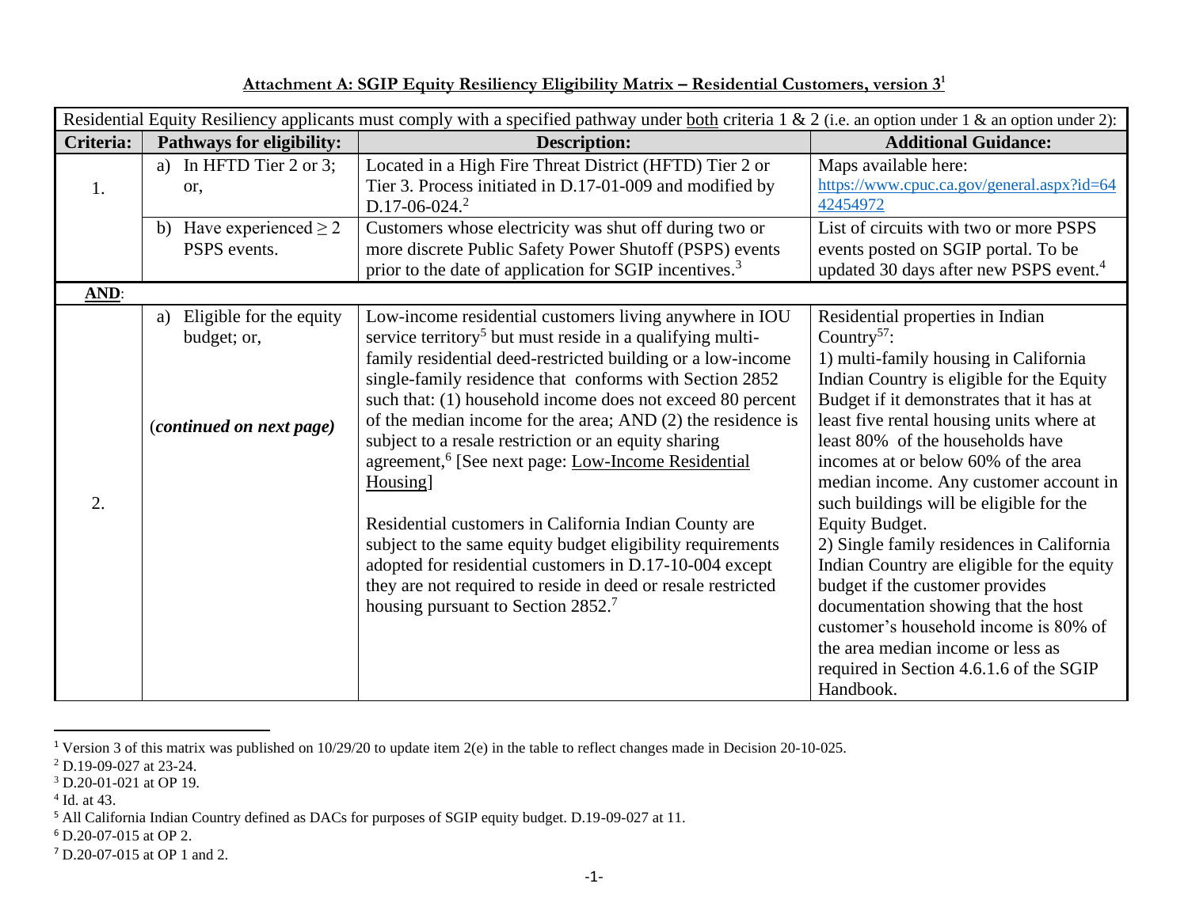**Attachment A: SGIP Equity Resiliency Eligibility Matrix – Residential Customers, version 3**[1]

| Residential Equity Resiliency applicants must comply with a specified pathway under both criteria 1 & 2 (i.e. an option under 1 & an option under 2): | | | |
|---|---|---|---|
| **Criteria:** | **Pathways for eligibility:** | **Description:** | **Additional Guidance:** |
| 1. | a) In HFTD Tier 2 or 3; or, | Located in a High Fire Threat District (HFTD) Tier 2 or Tier 3. Process initiated in D.17-01-009 and modified by D.17-06-024.[2] | Maps available here: https://www.cpuc.ca.gov/general.aspx?id=6442454972 |
| | b) Have experienced ≥ 2 PSPS events. | Customers whose electricity was shut off during two or more discrete Public Safety Power Shutoff (PSPS) events prior to the date of application for SGIP incentives.[3] | List of circuits with two or more PSPS events posted on SGIP portal. To be updated 30 days after new PSPS event.[4] |
| **AND**: | | | |
| 2. | a) Eligible for the equity budget; or,<br><br>(*continued on next page*) | Low-income residential customers living anywhere in IOU service territory[5] but must reside in a qualifying multi-family residential deed-restricted building or a low-income single-family residence that conforms with Section 2852 such that: (1) household income does not exceed 80 percent of the median income for the area; AND (2) the residence is subject to a resale restriction or an equity sharing agreement,[6] [See next page: Low-Income Residential Housing]<br><br>Residential customers in California Indian County are subject to the same equity budget eligibility requirements adopted for residential customers in D.17-10-004 except they are not required to reside in deed or resale restricted housing pursuant to Section 2852.[7] | Residential properties in Indian Country[57]:<br>1) multi-family housing in California Indian Country is eligible for the Equity Budget if it demonstrates that it has at least five rental housing units where at least 80% of the households have incomes at or below 60% of the area median income. Any customer account in such buildings will be eligible for the Equity Budget.<br>2) Single family residences in California Indian Country are eligible for the equity budget if the customer provides documentation showing that the host customer's household income is 80% of the area median income or less as required in Section 4.6.1.6 of the SGIP Handbook. |

[1] Version 3 of this matrix was published on 10/29/20 to update item 2(e) in the table to reflect changes made in Decision 20-10-025.

[2] D.19-09-027 at 23-24.

[3] D.20-01-021 at OP 19.

[4] Id. at 43.

[5] All California Indian Country defined as DACs for purposes of SGIP equity budget. D.19-09-027 at 11.

[6] D.20-07-015 at OP 2.

[7] D.20-07-015 at OP 1 and 2.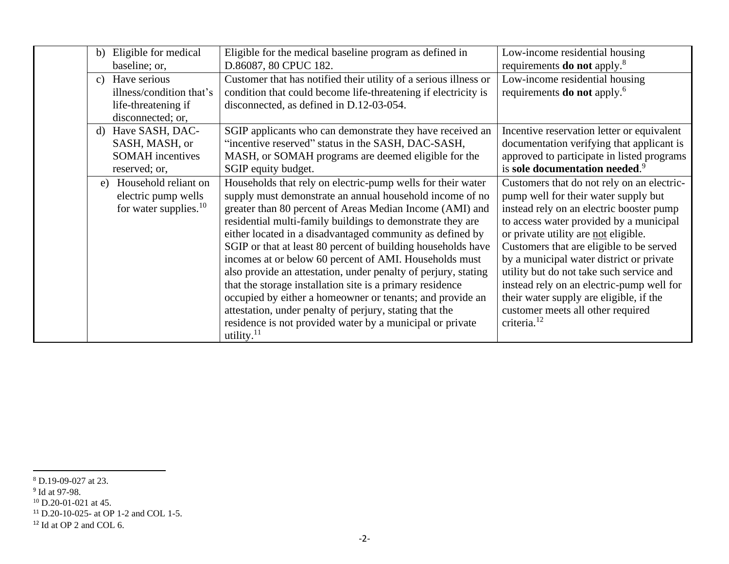| | | | |
|---|---|---|---|
| | b) Eligible for medical baseline; or, | Eligible for the medical baseline program as defined in D.86087, 80 CPUC 182. | Low-income residential housing requirements **do not** apply.[8] |
| | c) Have serious illness/condition that's life-threatening if disconnected; or, | Customer that has notified their utility of a serious illness or condition that could become life-threatening if electricity is disconnected, as defined in D.12-03-054. | Low-income residential housing requirements **do not** apply.[6] |
| | d) Have SASH, DAC-SASH, MASH, or SOMAH incentives reserved; or, | SGIP applicants who can demonstrate they have received an "incentive reserved" status in the SASH, DAC-SASH, MASH, or SOMAH programs are deemed eligible for the SGIP equity budget. | Incentive reservation letter or equivalent documentation verifying that applicant is approved to participate in listed programs is **sole documentation needed**.[9] |
| | e) Household reliant on electric pump wells for water supplies.[10] | Households that rely on electric-pump wells for their water supply must demonstrate an annual household income of no greater than 80 percent of Areas Median Income (AMI) and residential multi-family buildings to demonstrate they are either located in a disadvantaged community as defined by SGIP or that at least 80 percent of building households have incomes at or below 60 percent of AMI. Households must also provide an attestation, under penalty of perjury, stating that the storage installation site is a primary residence occupied by either a homeowner or tenants; and provide an attestation, under penalty of perjury, stating that the residence is not provided water by a municipal or private utility.[11] | Customers that do not rely on an electric-pump well for their water supply but instead rely on an electric booster pump to access water provided by a municipal or private utility are not eligible. Customers that are eligible to be served by a municipal water district or private utility but do not take such service and instead rely on an electric-pump well for their water supply are eligible, if the customer meets all other required criteria.[12] |

[8] D.19-09-027 at 23.

[9] Id at 97-98.

[10] D.20-01-021 at 45.

[11] D.20-10-025- at OP 1-2 and COL 1-5.

[12] Id at OP 2 and COL 6.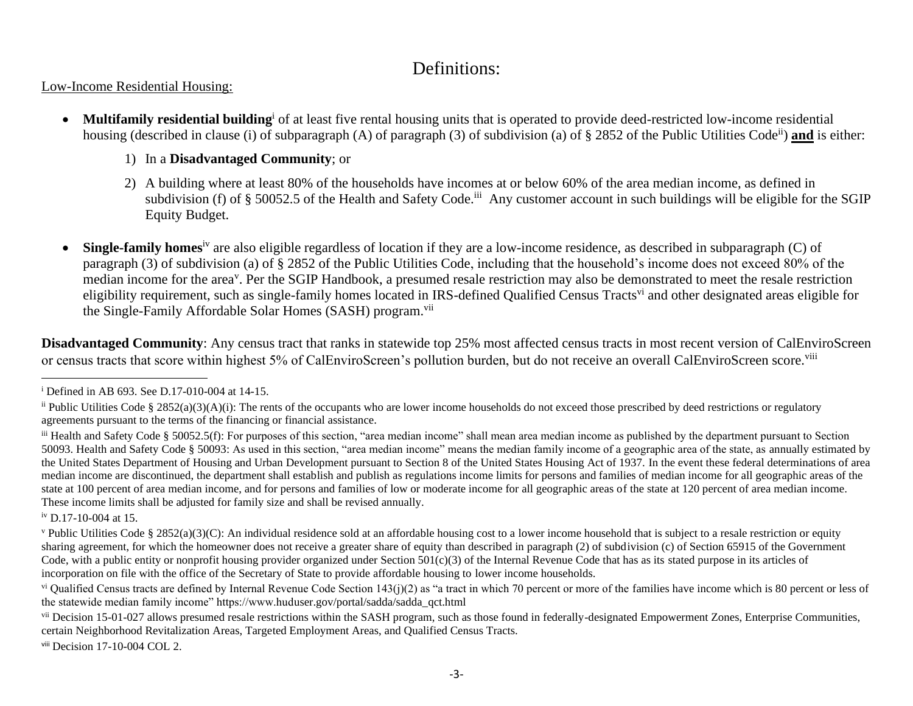# Definitions:

Low-Income Residential Housing:

- **Multifamily residential building**[i] of at least five rental housing units that is operated to provide deed-restricted low-income residential housing (described in clause (i) of subparagraph (A) of paragraph (3) of subdivision (a) of § 2852 of the Public Utilities Code[ii]) **and** is either:

    1) In a **Disadvantaged Community**; or

    2) A building where at least 80% of the households have incomes at or below 60% of the area median income, as defined in subdivision (f) of § 50052.5 of the Health and Safety Code.[iii] Any customer account in such buildings will be eligible for the SGIP Equity Budget.

- **Single-family homes**[iv] are also eligible regardless of location if they are a low-income residence, as described in subparagraph (C) of paragraph (3) of subdivision (a) of § 2852 of the Public Utilities Code, including that the household's income does not exceed 80% of the median income for the area[v]. Per the SGIP Handbook, a presumed resale restriction may also be demonstrated to meet the resale restriction eligibility requirement, such as single-family homes located in IRS-defined Qualified Census Tracts[vi] and other designated areas eligible for the Single-Family Affordable Solar Homes (SASH) program.[vii]

**Disadvantaged Community**: Any census tract that ranks in statewide top 25% most affected census tracts in most recent version of CalEnviroScreen or census tracts that score within highest 5% of CalEnviroScreen's pollution burden, but do not receive an overall CalEnviroScreen score.[viii]

---

[i] Defined in AB 693. See D.17-010-004 at 14-15.

[ii] Public Utilities Code § 2852(a)(3)(A)(i): The rents of the occupants who are lower income households do not exceed those prescribed by deed restrictions or regulatory agreements pursuant to the terms of the financing or financial assistance.

[iii] Health and Safety Code § 50052.5(f): For purposes of this section, "area median income" shall mean area median income as published by the department pursuant to Section 50093. Health and Safety Code § 50093: As used in this section, "area median income" means the median family income of a geographic area of the state, as annually estimated by the United States Department of Housing and Urban Development pursuant to Section 8 of the United States Housing Act of 1937. In the event these federal determinations of area median income are discontinued, the department shall establish and publish as regulations income limits for persons and families of median income for all geographic areas of the state at 100 percent of area median income, and for persons and families of low or moderate income for all geographic areas of the state at 120 percent of area median income. These income limits shall be adjusted for family size and shall be revised annually.

[iv] D.17-10-004 at 15.

[v] Public Utilities Code § 2852(a)(3)(C): An individual residence sold at an affordable housing cost to a lower income household that is subject to a resale restriction or equity sharing agreement, for which the homeowner does not receive a greater share of equity than described in paragraph (2) of subdivision (c) of Section 65915 of the Government Code, with a public entity or nonprofit housing provider organized under Section 501(c)(3) of the Internal Revenue Code that has as its stated purpose in its articles of incorporation on file with the office of the Secretary of State to provide affordable housing to lower income households.

[vi] Qualified Census tracts are defined by Internal Revenue Code Section 143(j)(2) as "a tract in which 70 percent or more of the families have income which is 80 percent or less of the statewide median family income" https://www.huduser.gov/portal/sadda/sadda_qct.html

[vii] Decision 15-01-027 allows presumed resale restrictions within the SASH program, such as those found in federally-designated Empowerment Zones, Enterprise Communities, certain Neighborhood Revitalization Areas, Targeted Employment Areas, and Qualified Census Tracts.

[viii] Decision 17-10-004 COL 2.